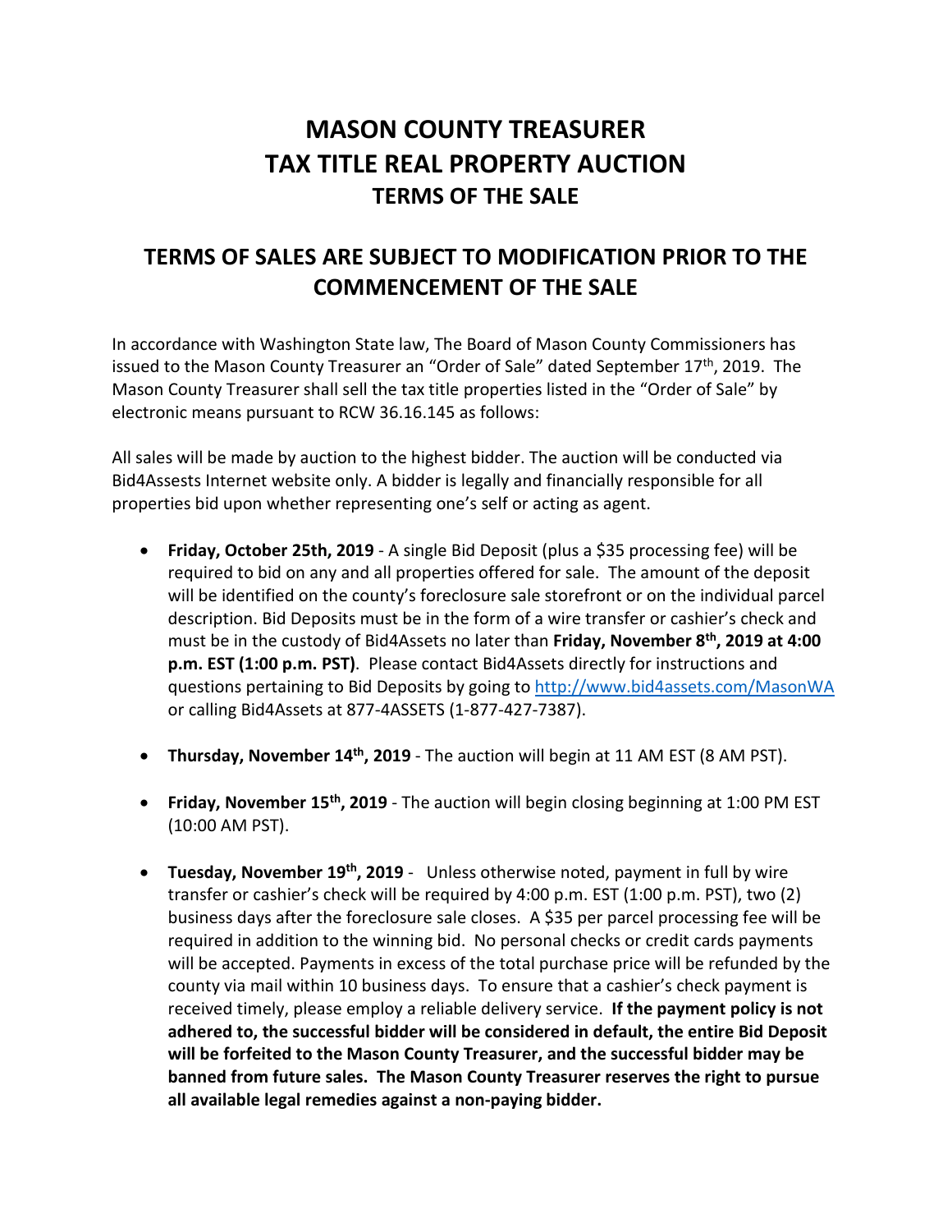# MASON COUNTY TREASURER
# TAX TITLE REAL PROPERTY AUCTION
## TERMS OF THE SALE

## TERMS OF SALES ARE SUBJECT TO MODIFICATION PRIOR TO THE COMMENCEMENT OF THE SALE

In accordance with Washington State law, The Board of Mason County Commissioners has issued to the Mason County Treasurer an "Order of Sale" dated September 17th, 2019. The Mason County Treasurer shall sell the tax title properties listed in the "Order of Sale" by electronic means pursuant to RCW 36.16.145 as follows:

All sales will be made by auction to the highest bidder. The auction will be conducted via Bid4Assests Internet website only. A bidder is legally and financially responsible for all properties bid upon whether representing one's self or acting as agent.

- **Friday, October 25th, 2019** - A single Bid Deposit (plus a $35 processing fee) will be required to bid on any and all properties offered for sale. The amount of the deposit will be identified on the county's foreclosure sale storefront or on the individual parcel description. Bid Deposits must be in the form of a wire transfer or cashier's check and must be in the custody of Bid4Assets no later than **Friday, November 8th, 2019 at 4:00 p.m. EST (1:00 p.m. PST)**. Please contact Bid4Assets directly for instructions and questions pertaining to Bid Deposits by going to http://www.bid4assets.com/MasonWA or calling Bid4Assets at 877-4ASSETS (1-877-427-7387).

- **Thursday, November 14th, 2019** - The auction will begin at 11 AM EST (8 AM PST).

- **Friday, November 15th, 2019** - The auction will begin closing beginning at 1:00 PM EST (10:00 AM PST).

- **Tuesday, November 19th, 2019** - Unless otherwise noted, payment in full by wire transfer or cashier's check will be required by 4:00 p.m. EST (1:00 p.m. PST), two (2) business days after the foreclosure sale closes. A $35 per parcel processing fee will be required in addition to the winning bid. No personal checks or credit cards payments will be accepted. Payments in excess of the total purchase price will be refunded by the county via mail within 10 business days. To ensure that a cashier's check payment is received timely, please employ a reliable delivery service. **If the payment policy is not adhered to, the successful bidder will be considered in default, the entire Bid Deposit will be forfeited to the Mason County Treasurer, and the successful bidder may be banned from future sales. The Mason County Treasurer reserves the right to pursue all available legal remedies against a non-paying bidder.**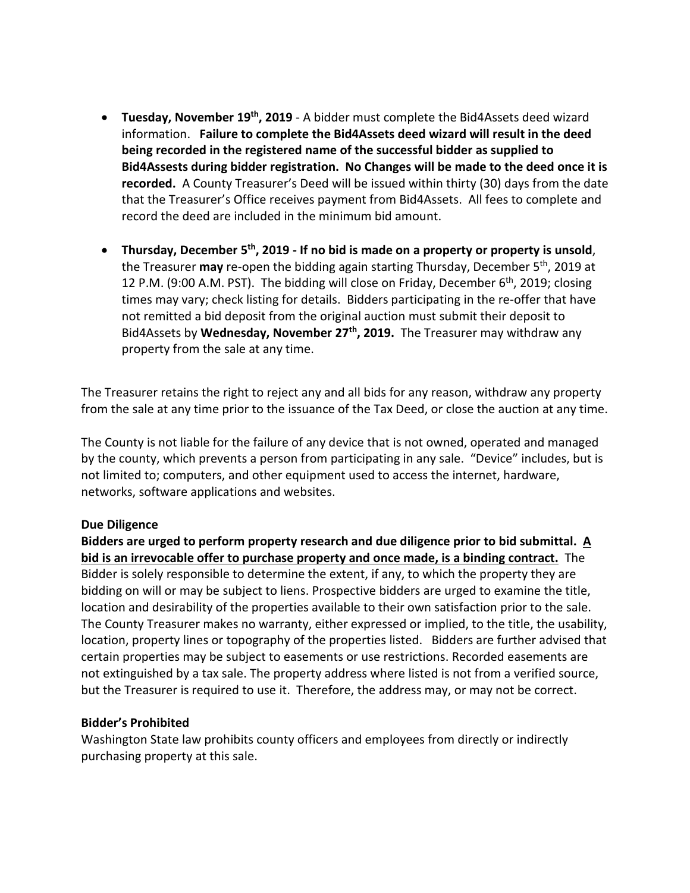- **Tuesday, November 19th, 2019** - A bidder must complete the Bid4Assets deed wizard information. **Failure to complete the Bid4Assets deed wizard will result in the deed being recorded in the registered name of the successful bidder as supplied to Bid4Assests during bidder registration. No Changes will be made to the deed once it is recorded.** A County Treasurer's Deed will be issued within thirty (30) days from the date that the Treasurer's Office receives payment from Bid4Assets. All fees to complete and record the deed are included in the minimum bid amount.

- **Thursday, December 5th, 2019 - If no bid is made on a property or property is unsold**, the Treasurer **may** re-open the bidding again starting Thursday, December 5th, 2019 at 12 P.M. (9:00 A.M. PST). The bidding will close on Friday, December 6th, 2019; closing times may vary; check listing for details. Bidders participating in the re-offer that have not remitted a bid deposit from the original auction must submit their deposit to Bid4Assets by **Wednesday, November 27th, 2019.** The Treasurer may withdraw any property from the sale at any time.

The Treasurer retains the right to reject any and all bids for any reason, withdraw any property from the sale at any time prior to the issuance of the Tax Deed, or close the auction at any time.

The County is not liable for the failure of any device that is not owned, operated and managed by the county, which prevents a person from participating in any sale. "Device" includes, but is not limited to; computers, and other equipment used to access the internet, hardware, networks, software applications and websites.

**Due Diligence**

**Bidders are urged to perform property research and due diligence prior to bid submittal. <u>A bid is an irrevocable offer to purchase property and once made, is a binding contract.</u>** The Bidder is solely responsible to determine the extent, if any, to which the property they are bidding on will or may be subject to liens. Prospective bidders are urged to examine the title, location and desirability of the properties available to their own satisfaction prior to the sale. The County Treasurer makes no warranty, either expressed or implied, to the title, the usability, location, property lines or topography of the properties listed. Bidders are further advised that certain properties may be subject to easements or use restrictions. Recorded easements are not extinguished by a tax sale. The property address where listed is not from a verified source, but the Treasurer is required to use it. Therefore, the address may, or may not be correct.

**Bidder's Prohibited**

Washington State law prohibits county officers and employees from directly or indirectly purchasing property at this sale.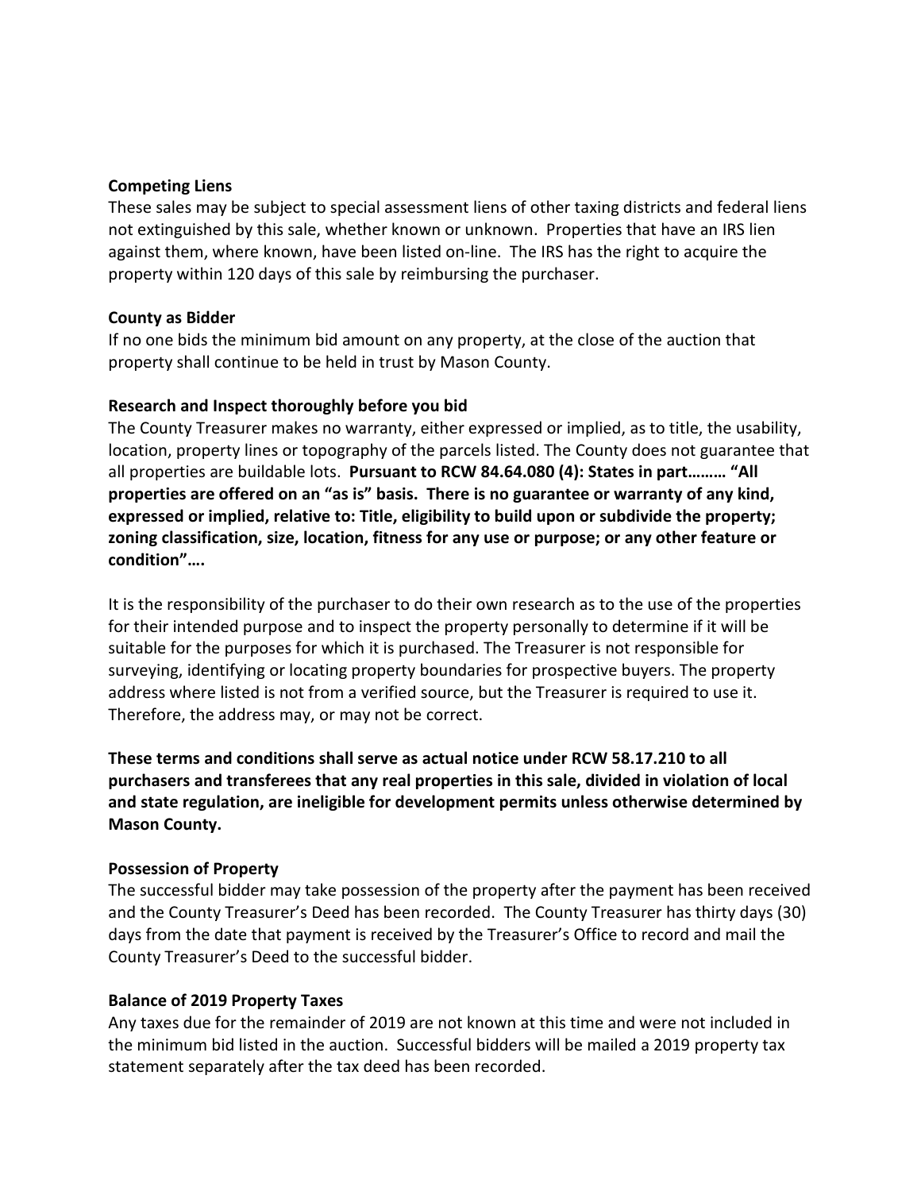**Competing Liens**

These sales may be subject to special assessment liens of other taxing districts and federal liens not extinguished by this sale, whether known or unknown. Properties that have an IRS lien against them, where known, have been listed on-line. The IRS has the right to acquire the property within 120 days of this sale by reimbursing the purchaser.

**County as Bidder**

If no one bids the minimum bid amount on any property, at the close of the auction that property shall continue to be held in trust by Mason County.

**Research and Inspect thoroughly before you bid**

The County Treasurer makes no warranty, either expressed or implied, as to title, the usability, location, property lines or topography of the parcels listed. The County does not guarantee that all properties are buildable lots. **Pursuant to RCW 84.64.080 (4): States in part……… "All properties are offered on an "as is" basis. There is no guarantee or warranty of any kind, expressed or implied, relative to: Title, eligibility to build upon or subdivide the property; zoning classification, size, location, fitness for any use or purpose; or any other feature or condition"….**

It is the responsibility of the purchaser to do their own research as to the use of the properties for their intended purpose and to inspect the property personally to determine if it will be suitable for the purposes for which it is purchased. The Treasurer is not responsible for surveying, identifying or locating property boundaries for prospective buyers. The property address where listed is not from a verified source, but the Treasurer is required to use it. Therefore, the address may, or may not be correct.

**These terms and conditions shall serve as actual notice under RCW 58.17.210 to all purchasers and transferees that any real properties in this sale, divided in violation of local and state regulation, are ineligible for development permits unless otherwise determined by Mason County.**

**Possession of Property**

The successful bidder may take possession of the property after the payment has been received and the County Treasurer's Deed has been recorded. The County Treasurer has thirty days (30) days from the date that payment is received by the Treasurer's Office to record and mail the County Treasurer's Deed to the successful bidder.

**Balance of 2019 Property Taxes**

Any taxes due for the remainder of 2019 are not known at this time and were not included in the minimum bid listed in the auction. Successful bidders will be mailed a 2019 property tax statement separately after the tax deed has been recorded.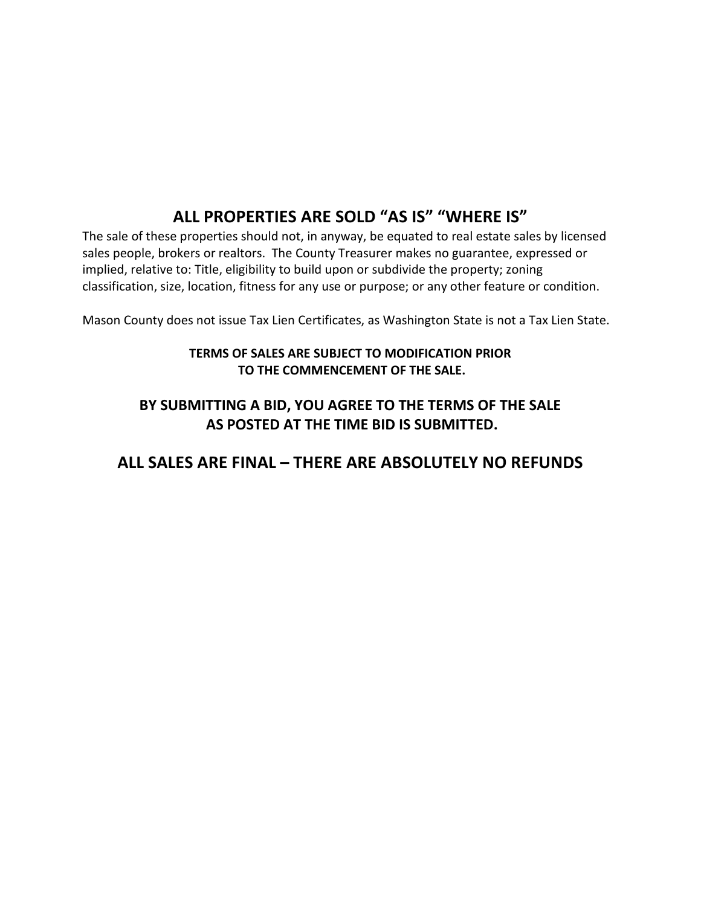## ALL PROPERTIES ARE SOLD "AS IS" "WHERE IS"

The sale of these properties should not, in anyway, be equated to real estate sales by licensed sales people, brokers or realtors. The County Treasurer makes no guarantee, expressed or implied, relative to: Title, eligibility to build upon or subdivide the property; zoning classification, size, location, fitness for any use or purpose; or any other feature or condition.

Mason County does not issue Tax Lien Certificates, as Washington State is not a Tax Lien State.

**TERMS OF SALES ARE SUBJECT TO MODIFICATION PRIOR TO THE COMMENCEMENT OF THE SALE.**

### BY SUBMITTING A BID, YOU AGREE TO THE TERMS OF THE SALE AS POSTED AT THE TIME BID IS SUBMITTED.

## ALL SALES ARE FINAL – THERE ARE ABSOLUTELY NO REFUNDS